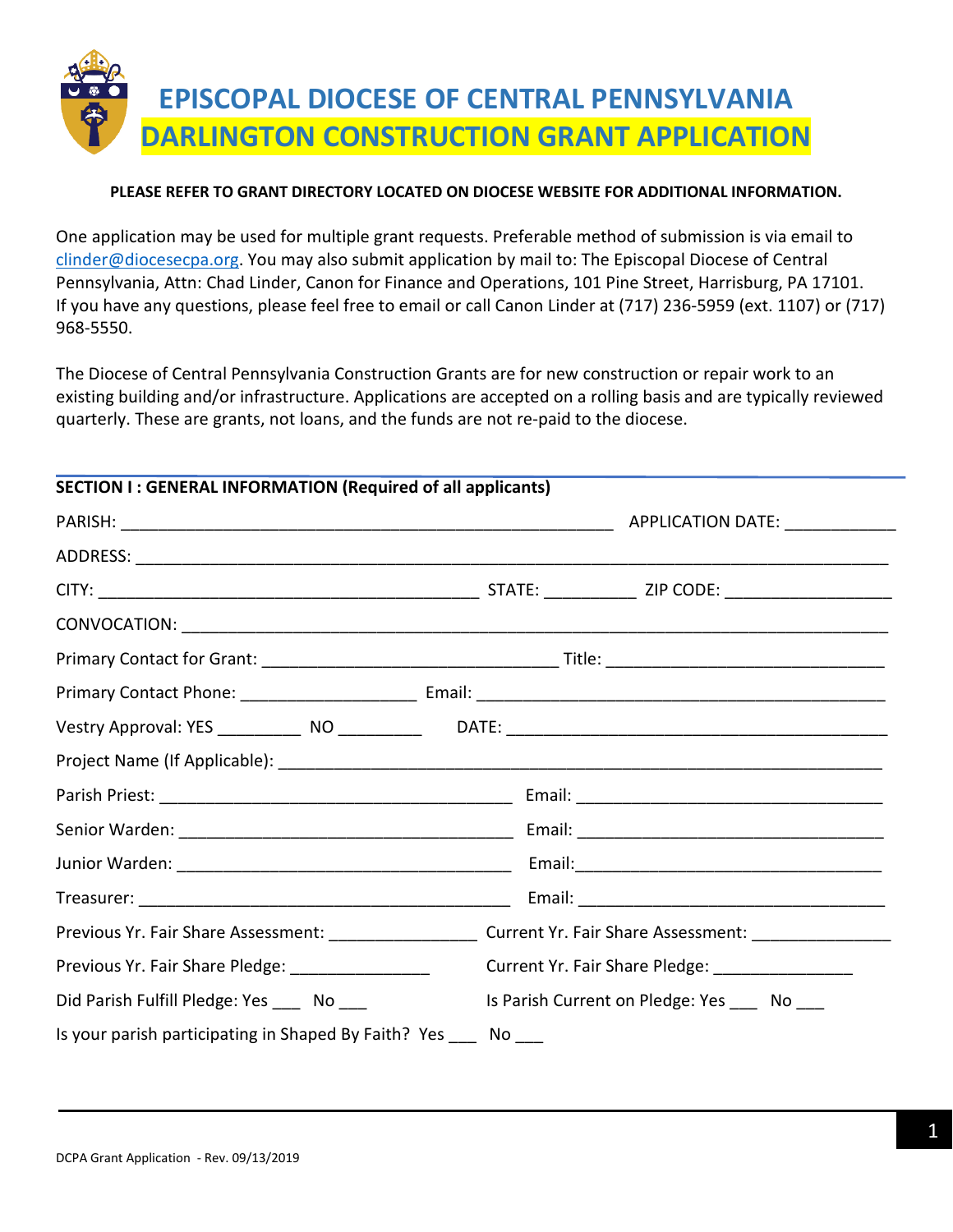# EPISCOPAL DIOCESE OF CENTRAL PENNSYLVANIA
# DARLINGTON CONSTRUCTION GRANT APPLICATION

**PLEASE REFER TO GRANT DIRECTORY LOCATED ON DIOCESE WEBSITE FOR ADDITIONAL INFORMATION.**

One application may be used for multiple grant requests. Preferable method of submission is via email to clinder@diocesecpa.org. You may also submit application by mail to: The Episcopal Diocese of Central Pennsylvania, Attn: Chad Linder, Canon for Finance and Operations, 101 Pine Street, Harrisburg, PA 17101. If you have any questions, please feel free to email or call Canon Linder at (717) 236-5959 (ext. 1107) or (717) 968-5550.

The Diocese of Central Pennsylvania Construction Grants are for new construction or repair work to an existing building and/or infrastructure. Applications are accepted on a rolling basis and are typically reviewed quarterly. These are grants, not loans, and the funds are not re-paid to the diocese.

## SECTION I : GENERAL INFORMATION (Required of all applicants)

PARISH: ______________________________ APPLICATION DATE: ____________

ADDRESS: ______________________________________________

CITY: ______________________ STATE: __________ ZIP CODE: __________________

CONVOCATION: ______________________________________________

Primary Contact for Grant: ______________________ Title: ______________________

Primary Contact Phone: ___________________ Email: ______________________

Vestry Approval: YES _________ NO _________ DATE: ______________________

Project Name (If Applicable): ______________________________________________

Parish Priest: ______________________ Email: ______________________

Senior Warden: ______________________ Email: ______________________

Junior Warden: ______________________ Email: ______________________

Treasurer: ______________________ Email: ______________________

Previous Yr. Fair Share Assessment: _______________ Current Yr. Fair Share Assessment: _______________

Previous Yr. Fair Share Pledge: _______________ Current Yr. Fair Share Pledge: _______________

Did Parish Fulfill Pledge: Yes ___ No ___ Is Parish Current on Pledge: Yes ___ No ___

Is your parish participating in Shaped By Faith? Yes ___ No ___

DCPA Grant Application - Rev. 09/13/2019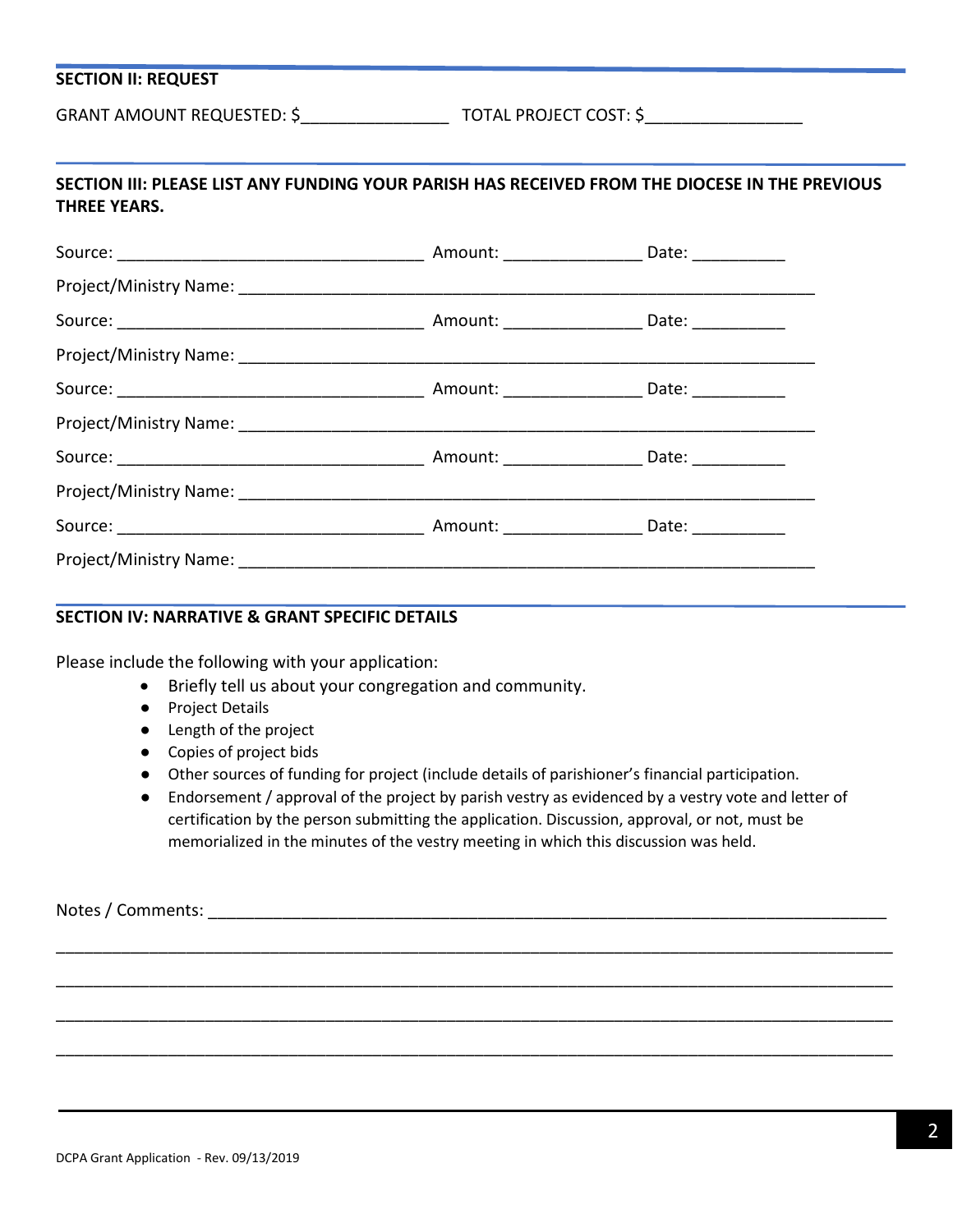## SECTION II: REQUEST

GRANT AMOUNT REQUESTED: $________________ TOTAL PROJECT COST: $_________________

## SECTION III: PLEASE LIST ANY FUNDING YOUR PARISH HAS RECEIVED FROM THE DIOCESE IN THE PREVIOUS THREE YEARS.

Source: _________________________________ Amount: _______________ Date: __________

Project/Ministry Name: ______________________________________________________________

Source: _________________________________ Amount: _______________ Date: __________

Project/Ministry Name: ______________________________________________________________

Source: _________________________________ Amount: _______________ Date: __________

Project/Ministry Name: ______________________________________________________________

Source: _________________________________ Amount: _______________ Date: __________

Project/Ministry Name: ______________________________________________________________

Source: _________________________________ Amount: _______________ Date: __________

Project/Ministry Name: ______________________________________________________________

## SECTION IV: NARRATIVE & GRANT SPECIFIC DETAILS

Please include the following with your application:

- Briefly tell us about your congregation and community.
- Project Details
- Length of the project
- Copies of project bids
- Other sources of funding for project (include details of parishioner's financial participation.
- Endorsement / approval of the project by parish vestry as evidenced by a vestry vote and letter of certification by the person submitting the application. Discussion, approval, or not, must be memorialized in the minutes of the vestry meeting in which this discussion was held.

Notes / Comments: ___________________________________________________________________________

_____________________________________________________________________________________________

_____________________________________________________________________________________________

_____________________________________________________________________________________________

_____________________________________________________________________________________________

DCPA Grant Application - Rev. 09/13/2019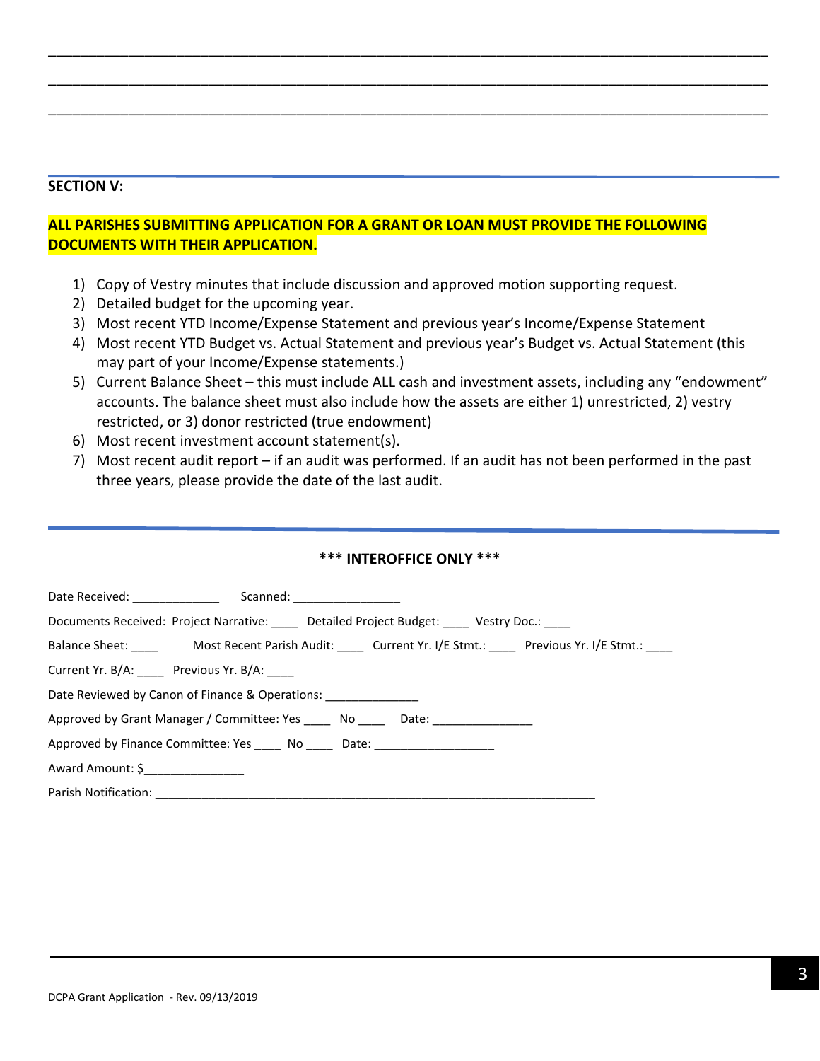\_\_\_\_\_\_\_\_\_\_\_\_\_\_\_\_\_\_\_\_\_\_\_\_\_\_\_\_\_\_\_\_\_\_\_\_\_\_\_\_\_\_\_\_\_\_\_\_\_\_\_\_\_\_\_\_\_\_\_\_\_\_\_\_\_\_\_\_\_\_\_\_\_\_\_\_\_\_\_\_\_\_\_\_

\_\_\_\_\_\_\_\_\_\_\_\_\_\_\_\_\_\_\_\_\_\_\_\_\_\_\_\_\_\_\_\_\_\_\_\_\_\_\_\_\_\_\_\_\_\_\_\_\_\_\_\_\_\_\_\_\_\_\_\_\_\_\_\_\_\_\_\_\_\_\_\_\_\_\_\_\_\_\_\_\_\_\_\_

\_\_\_\_\_\_\_\_\_\_\_\_\_\_\_\_\_\_\_\_\_\_\_\_\_\_\_\_\_\_\_\_\_\_\_\_\_\_\_\_\_\_\_\_\_\_\_\_\_\_\_\_\_\_\_\_\_\_\_\_\_\_\_\_\_\_\_\_\_\_\_\_\_\_\_\_\_\_\_\_\_\_\_\_

---

**SECTION V:**

**ALL PARISHES SUBMITTING APPLICATION FOR A GRANT OR LOAN MUST PROVIDE THE FOLLOWING DOCUMENTS WITH THEIR APPLICATION.**

1) Copy of Vestry minutes that include discussion and approved motion supporting request.
2) Detailed budget for the upcoming year.
3) Most recent YTD Income/Expense Statement and previous year's Income/Expense Statement
4) Most recent YTD Budget vs. Actual Statement and previous year's Budget vs. Actual Statement (this may part of your Income/Expense statements.)
5) Current Balance Sheet – this must include ALL cash and investment assets, including any "endowment" accounts. The balance sheet must also include how the assets are either 1) unrestricted, 2) vestry restricted, or 3) donor restricted (true endowment)
6) Most recent investment account statement(s).
7) Most recent audit report – if an audit was performed. If an audit has not been performed in the past three years, please provide the date of the last audit.

---

**\*\*\* INTEROFFICE ONLY \*\*\***

Date Received: \_\_\_\_\_\_\_\_\_\_\_\_\_ Scanned: \_\_\_\_\_\_\_\_\_\_\_\_\_\_\_\_

Documents Received: Project Narrative: \_\_\_\_ Detailed Project Budget: \_\_\_\_ Vestry Doc.: \_\_\_\_

Balance Sheet: \_\_\_\_ Most Recent Parish Audit: \_\_\_\_ Current Yr. I/E Stmt.: \_\_\_\_ Previous Yr. I/E Stmt.: \_\_\_\_

Current Yr. B/A: \_\_\_\_ Previous Yr. B/A: \_\_\_\_

Date Reviewed by Canon of Finance & Operations: \_\_\_\_\_\_\_\_\_\_\_\_\_\_

Approved by Grant Manager / Committee: Yes \_\_\_\_ No \_\_\_\_ Date: \_\_\_\_\_\_\_\_\_\_\_\_\_\_\_

Approved by Finance Committee: Yes \_\_\_\_ No \_\_\_\_ Date: \_\_\_\_\_\_\_\_\_\_\_\_\_\_\_\_\_\_

Award Amount: $\_\_\_\_\_\_\_\_\_\_\_\_\_\_\_

Parish Notification: \_\_\_\_\_\_\_\_\_\_\_\_\_\_\_\_\_\_\_\_\_\_\_\_\_\_\_\_\_\_\_\_\_\_\_\_\_\_\_\_\_\_\_\_\_\_\_\_\_\_\_\_\_\_\_\_\_\_\_\_\_\_\_\_

DCPA Grant Application - Rev. 09/13/2019